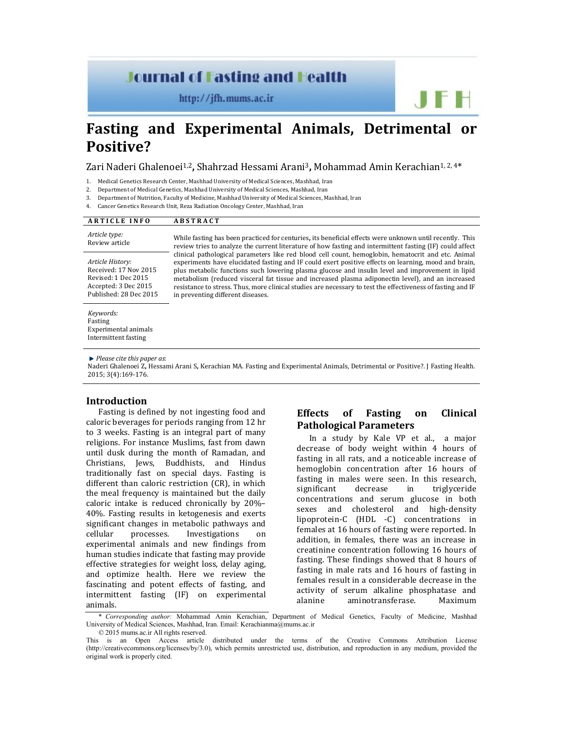# Fasting and Experimental Animals, Detrimental or Positive?

Zari Naderi Ghalenoei[1,2], Shahrzad Hessami Arani[3], Mohammad Amin Kerachian[1, 2, 4]*

1. Medical Genetics Research Center, Mashhad University of Medical Sciences, Mashhad, Iran
2. Department of Medical Genetics, Mashhad University of Medical Sciences, Mashhad, Iran
3. Department of Nutrition, Faculty of Medicine, Mashhad University of Medical Sciences, Mashhad, Iran
4. Cancer Genetics Research Unit, Reza Radiation Oncology Center, Mashhad, Iran

**ARTICLE INFO**

*Article type:*
Review article

*Article History:*
Received: 17 Nov 2015
Revised: 1 Dec 2015
Accepted: 3 Dec 2015
Published: 28 Dec 2015

*Keywords:*
Fasting
Experimental animals
Intermittent fasting

**ABSTRACT**

While fasting has been practiced for centuries, its beneficial effects were unknown until recently. This review tries to analyze the current literature of how fasting and intermittent fasting (IF) could affect clinical pathological parameters like red blood cell count, hemoglobin, hematocrit and etc. Animal experiments have elucidated fasting and IF could exert positive effects on learning, mood and brain, plus metabolic functions such lowering plasma glucose and insulin level and improvement in lipid metabolism (reduced visceral fat tissue and increased plasma adiponectin level), and an increased resistance to stress. Thus, more clinical studies are necessary to test the effectiveness of fasting and IF in preventing different diseases.

► *Please cite this paper as*:
Naderi Ghalenoei Z, Hessami Arani S, Kerachian MA. Fasting and Experimental Animals, Detrimental or Positive?. J Fasting Health. 2015; 3(4):169-176.

## Introduction

Fasting is defined by not ingesting food and caloric beverages for periods ranging from 12 hr to 3 weeks. Fasting is an integral part of many religions. For instance Muslims, fast from dawn until dusk during the month of Ramadan, and Christians, Jews, Buddhists, and Hindus traditionally fast on special days. Fasting is different than caloric restriction (CR), in which the meal frequency is maintained but the daily caloric intake is reduced chronically by 20%–40%. Fasting results in ketogenesis and exerts significant changes in metabolic pathways and cellular processes. Investigations on experimental animals and new findings from human studies indicate that fasting may provide effective strategies for weight loss, delay aging, and optimize health. Here we review the fascinating and potent effects of fasting, and intermittent fasting (IF) on experimental animals.

## Effects of Fasting on Clinical Pathological Parameters

In a study by Kale VP et al., a major decrease of body weight within 4 hours of fasting in all rats, and a noticeable increase of hemoglobin concentration after 16 hours of fasting in males were seen. In this research, significant decrease in triglyceride concentrations and serum glucose in both sexes and cholesterol and high-density lipoprotein-C (HDL -C) concentrations in females at 16 hours of fasting were reported. In addition, in females, there was an increase in creatinine concentration following 16 hours of fasting. These findings showed that 8 hours of fasting in male rats and 16 hours of fasting in females result in a considerable decrease in the activity of serum alkaline phosphatase and alanine aminotransferase. Maximum

\* *Corresponding author:* Mohammad Amin Kerachian, Department of Medical Genetics, Faculty of Medicine, Mashhad University of Medical Sciences, Mashhad, Iran. Email: Kerachianma@mums.ac.ir

© 2015 mums.ac.ir All rights reserved.

This is an Open Access article distributed under the terms of the Creative Commons Attribution License (http://creativecommons.org/licenses/by/3.0), which permits unrestricted use, distribution, and reproduction in any medium, provided the original work is properly cited.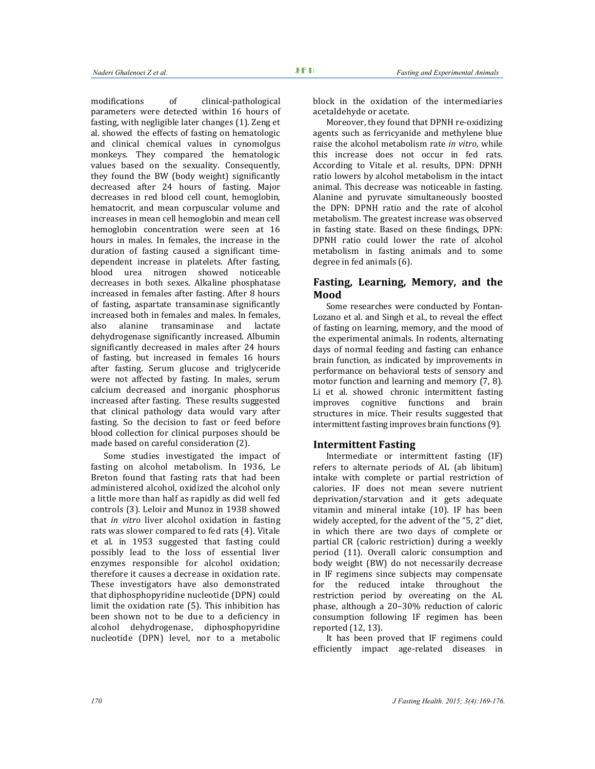modifications of clinical-pathological parameters were detected within 16 hours of fasting, with negligible later changes (1). Zeng et al. showed the effects of fasting on hematologic and clinical chemical values in cynomolgus monkeys. They compared the hematologic values based on the sexuality. Consequently, they found the BW (body weight) significantly decreased after 24 hours of fasting. Major decreases in red blood cell count, hemoglobin, hematocrit, and mean corpuscular volume and increases in mean cell hemoglobin and mean cell hemoglobin concentration were seen at 16 hours in males. In females, the increase in the duration of fasting caused a significant time-dependent increase in platelets. After fasting, blood urea nitrogen showed noticeable decreases in both sexes. Alkaline phosphatase increased in females after fasting. After 8 hours of fasting, aspartate transaminase significantly increased both in females and males. In females, also alanine transaminase and lactate dehydrogenase significantly increased. Albumin significantly decreased in males after 24 hours of fasting, but increased in females 16 hours after fasting. Serum glucose and triglyceride were not affected by fasting. In males, serum calcium decreased and inorganic phosphorus increased after fasting. These results suggested that clinical pathology data would vary after fasting. So the decision to fast or feed before blood collection for clinical purposes should be made based on careful consideration (2).

Some studies investigated the impact of fasting on alcohol metabolism. In 1936, Le Breton found that fasting rats that had been administered alcohol, oxidized the alcohol only a little more than half as rapidly as did well fed controls (3). Leloir and Munoz in 1938 showed that *in vitro* liver alcohol oxidation in fasting rats was slower compared to fed rats (4). Vitale et al. in 1953 suggested that fasting could possibly lead to the loss of essential liver enzymes responsible for alcohol oxidation; therefore it causes a decrease in oxidation rate. These investigators have also demonstrated that diphosphopyridine nucleotide (DPN) could limit the oxidation rate (5). This inhibition has been shown not to be due to a deficiency in alcohol dehydrogenase, diphosphopyridine nucleotide (DPN) level, nor to a metabolic block in the oxidation of the intermediaries acetaldehyde or acetate.

Moreover, they found that DPNH re-oxidizing agents such as ferricyanide and methylene blue raise the alcohol metabolism rate *in vitro*, while this increase does not occur in fed rats. According to Vitale et al. results, DPN: DPNH ratio lowers by alcohol metabolism in the intact animal. This decrease was noticeable in fasting. Alanine and pyruvate simultaneously boosted the DPN: DPNH ratio and the rate of alcohol metabolism. The greatest increase was observed in fasting state. Based on these findings, DPN: DPNH ratio could lower the rate of alcohol metabolism in fasting animals and to some degree in fed animals (6).

## Fasting, Learning, Memory, and the Mood

Some researches were conducted by Fontan-Lozano et al. and Singh et al., to reveal the effect of fasting on learning, memory, and the mood of the experimental animals. In rodents, alternating days of normal feeding and fasting can enhance brain function, as indicated by improvements in performance on behavioral tests of sensory and motor function and learning and memory (7, 8). Li et al. showed chronic intermittent fasting improves cognitive functions and brain structures in mice. Their results suggested that intermittent fasting improves brain functions (9).

## Intermittent Fasting

Intermediate or intermittent fasting (IF) refers to alternate periods of AL (ab libitum) intake with complete or partial restriction of calories. IF does not mean severe nutrient deprivation/starvation and it gets adequate vitamin and mineral intake (10). IF has been widely accepted, for the advent of the "5, 2" diet, in which there are two days of complete or partial CR (caloric restriction) during a weekly period (11). Overall caloric consumption and body weight (BW) do not necessarily decrease in IF regimens since subjects may compensate for the reduced intake throughout the restriction period by overeating on the AL phase, although a 20–30% reduction of caloric consumption following IF regimen has been reported (12, 13).

It has been proved that IF regimens could efficiently impact age-related diseases in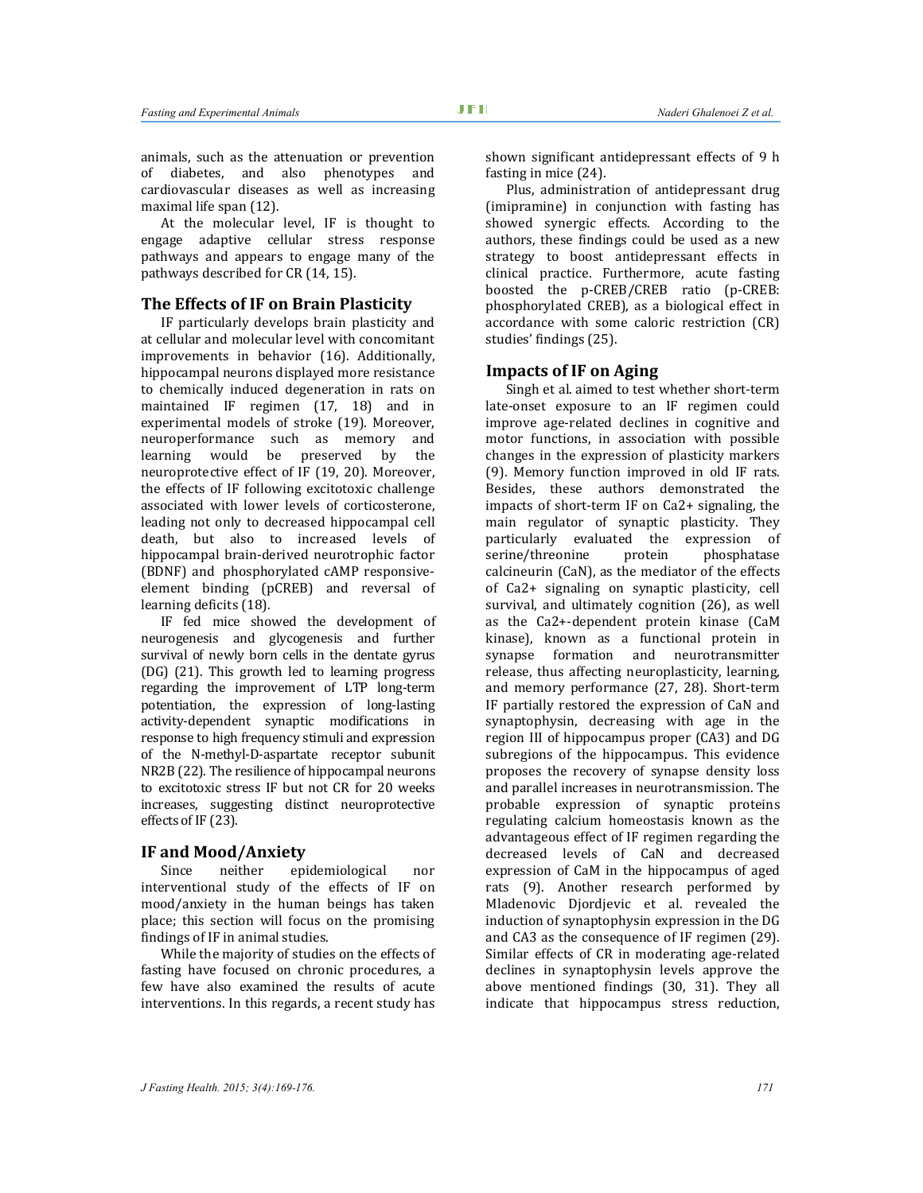animals, such as the attenuation or prevention of diabetes, and also phenotypes and cardiovascular diseases as well as increasing maximal life span (12).

At the molecular level, IF is thought to engage adaptive cellular stress response pathways and appears to engage many of the pathways described for CR (14, 15).

## The Effects of IF on Brain Plasticity

IF particularly develops brain plasticity and at cellular and molecular level with concomitant improvements in behavior (16). Additionally, hippocampal neurons displayed more resistance to chemically induced degeneration in rats on maintained IF regimen (17, 18) and in experimental models of stroke (19). Moreover, neuroperformance such as memory and learning would be preserved by the neuroprotective effect of IF (19, 20). Moreover, the effects of IF following excitotoxic challenge associated with lower levels of corticosterone, leading not only to decreased hippocampal cell death, but also to increased levels of hippocampal brain-derived neurotrophic factor (BDNF) and phosphorylated cAMP responsive-element binding (pCREB) and reversal of learning deficits (18).

IF fed mice showed the development of neurogenesis and glycogenesis and further survival of newly born cells in the dentate gyrus (DG) (21). This growth led to learning progress regarding the improvement of LTP long-term potentiation, the expression of long-lasting activity-dependent synaptic modifications in response to high frequency stimuli and expression of the N-methyl-D-aspartate receptor subunit NR2B (22). The resilience of hippocampal neurons to excitotoxic stress IF but not CR for 20 weeks increases, suggesting distinct neuroprotective effects of IF (23).

## IF and Mood/Anxiety

Since neither epidemiological nor interventional study of the effects of IF on mood/anxiety in the human beings has taken place; this section will focus on the promising findings of IF in animal studies.

While the majority of studies on the effects of fasting have focused on chronic procedures, a few have also examined the results of acute interventions. In this regards, a recent study has shown significant antidepressant effects of 9 h fasting in mice (24).

Plus, administration of antidepressant drug (imipramine) in conjunction with fasting has showed synergic effects. According to the authors, these findings could be used as a new strategy to boost antidepressant effects in clinical practice. Furthermore, acute fasting boosted the p-CREB/CREB ratio (p-CREB: phosphorylated CREB), as a biological effect in accordance with some caloric restriction (CR) studies' findings (25).

## Impacts of IF on Aging

Singh et al. aimed to test whether short-term late-onset exposure to an IF regimen could improve age-related declines in cognitive and motor functions, in association with possible changes in the expression of plasticity markers (9). Memory function improved in old IF rats. Besides, these authors demonstrated the impacts of short-term IF on $Ca^{2+}$ signaling, the main regulator of synaptic plasticity. They particularly evaluated the expression of serine/threonine protein phosphatase calcineurin (CaN), as the mediator of the effects of $Ca^{2+}$ signaling on synaptic plasticity, cell survival, and ultimately cognition (26), as well as the $Ca^{2+}$-dependent protein kinase (CaM kinase), known as a functional protein in synapse formation and neurotransmitter release, thus affecting neuroplasticity, learning, and memory performance (27, 28). Short-term IF partially restored the expression of CaN and synaptophysin, decreasing with age in the region III of hippocampus proper (CA3) and DG subregions of the hippocampus. This evidence proposes the recovery of synapse density loss and parallel increases in neurotransmission. The probable expression of synaptic proteins regulating calcium homeostasis known as the advantageous effect of IF regimen regarding the decreased levels of CaN and decreased expression of CaM in the hippocampus of aged rats (9). Another research performed by Mladenovic Djordjevic et al. revealed the induction of synaptophysin expression in the DG and CA3 as the consequence of IF regimen (29). Similar effects of CR in moderating age-related declines in synaptophysin levels approve the above mentioned findings (30, 31). They all indicate that hippocampus stress reduction,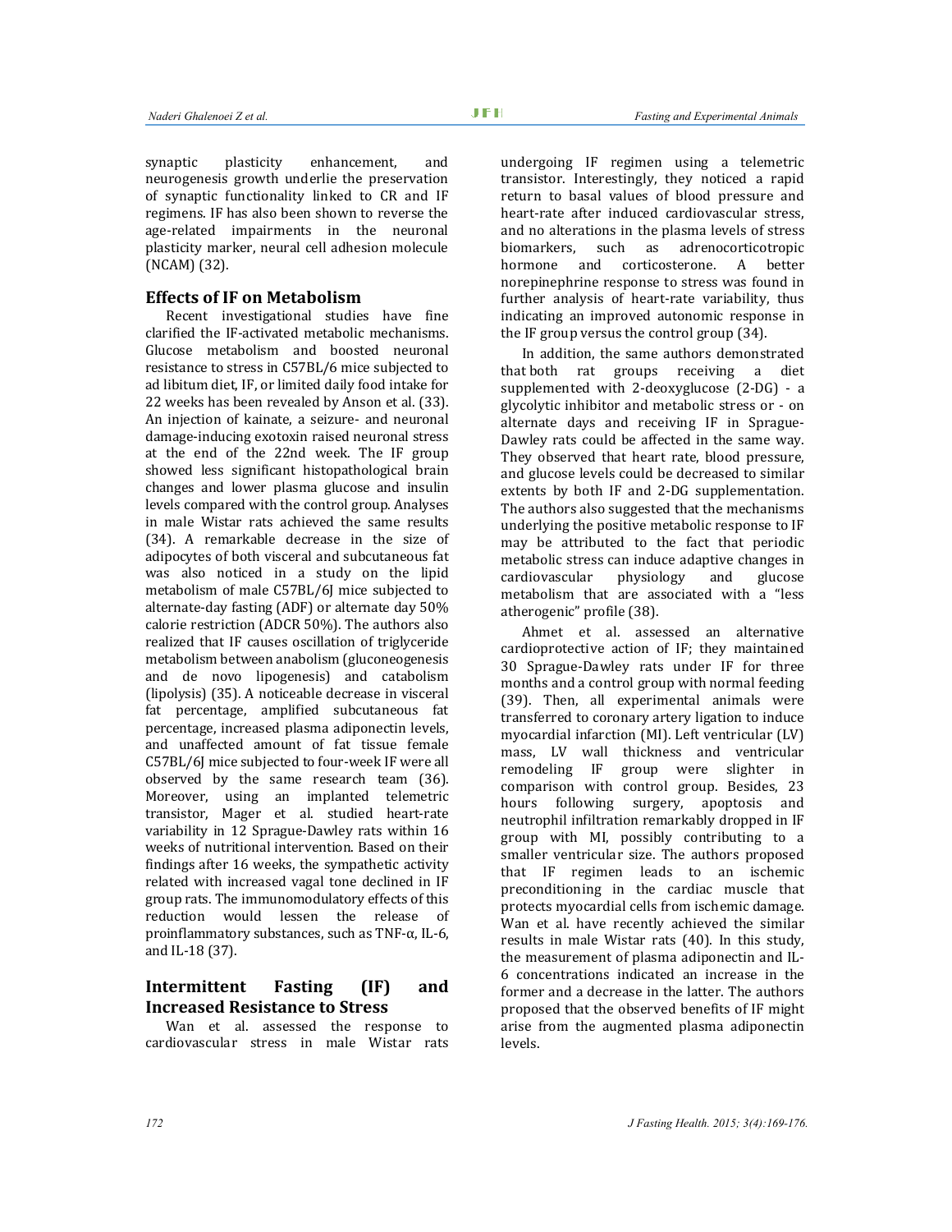synaptic plasticity enhancement, and neurogenesis growth underlie the preservation of synaptic functionality linked to CR and IF regimens. IF has also been shown to reverse the age-related impairments in the neuronal plasticity marker, neural cell adhesion molecule (NCAM) (32).

## Effects of IF on Metabolism

Recent investigational studies have fine clarified the IF-activated metabolic mechanisms. Glucose metabolism and boosted neuronal resistance to stress in C57BL/6 mice subjected to ad libitum diet, IF, or limited daily food intake for 22 weeks has been revealed by Anson et al. (33). An injection of kainate, a seizure- and neuronal damage-inducing exotoxin raised neuronal stress at the end of the 22nd week. The IF group showed less significant histopathological brain changes and lower plasma glucose and insulin levels compared with the control group. Analyses in male Wistar rats achieved the same results (34). A remarkable decrease in the size of adipocytes of both visceral and subcutaneous fat was also noticed in a study on the lipid metabolism of male C57BL/6J mice subjected to alternate-day fasting (ADF) or alternate day 50% calorie restriction (ADCR 50%). The authors also realized that IF causes oscillation of triglyceride metabolism between anabolism (gluconeogenesis and de novo lipogenesis) and catabolism (lipolysis) (35). A noticeable decrease in visceral fat percentage, amplified subcutaneous fat percentage, increased plasma adiponectin levels, and unaffected amount of fat tissue female C57BL/6J mice subjected to four-week IF were all observed by the same research team (36). Moreover, using an implanted telemetric transistor, Mager et al. studied heart-rate variability in 12 Sprague-Dawley rats within 16 weeks of nutritional intervention. Based on their findings after 16 weeks, the sympathetic activity related with increased vagal tone declined in IF group rats. The immunomodulatory effects of this reduction would lessen the release of proinflammatory substances, such as TNF-α, IL-6, and IL-18 (37).

## Intermittent Fasting (IF) and Increased Resistance to Stress

Wan et al. assessed the response to cardiovascular stress in male Wistar rats undergoing IF regimen using a telemetric transistor. Interestingly, they noticed a rapid return to basal values of blood pressure and heart-rate after induced cardiovascular stress, and no alterations in the plasma levels of stress biomarkers, such as adrenocorticotropic hormone and corticosterone. A better norepinephrine response to stress was found in further analysis of heart-rate variability, thus indicating an improved autonomic response in the IF group versus the control group (34).

In addition, the same authors demonstrated that both rat groups receiving a diet supplemented with 2-deoxyglucose (2-DG) - a glycolytic inhibitor and metabolic stress or - on alternate days and receiving IF in Sprague-Dawley rats could be affected in the same way. They observed that heart rate, blood pressure, and glucose levels could be decreased to similar extents by both IF and 2-DG supplementation. The authors also suggested that the mechanisms underlying the positive metabolic response to IF may be attributed to the fact that periodic metabolic stress can induce adaptive changes in cardiovascular physiology and glucose metabolism that are associated with a "less atherogenic" profile (38).

Ahmet et al. assessed an alternative cardioprotective action of IF; they maintained 30 Sprague-Dawley rats under IF for three months and a control group with normal feeding (39). Then, all experimental animals were transferred to coronary artery ligation to induce myocardial infarction (MI). Left ventricular (LV) mass, LV wall thickness and ventricular remodeling IF group were slighter in comparison with control group. Besides, 23 hours following surgery, apoptosis and neutrophil infiltration remarkably dropped in IF group with MI, possibly contributing to a smaller ventricular size. The authors proposed that IF regimen leads to an ischemic preconditioning in the cardiac muscle that protects myocardial cells from ischemic damage. Wan et al. have recently achieved the similar results in male Wistar rats (40). In this study, the measurement of plasma adiponectin and IL-6 concentrations indicated an increase in the former and a decrease in the latter. The authors proposed that the observed benefits of IF might arise from the augmented plasma adiponectin levels.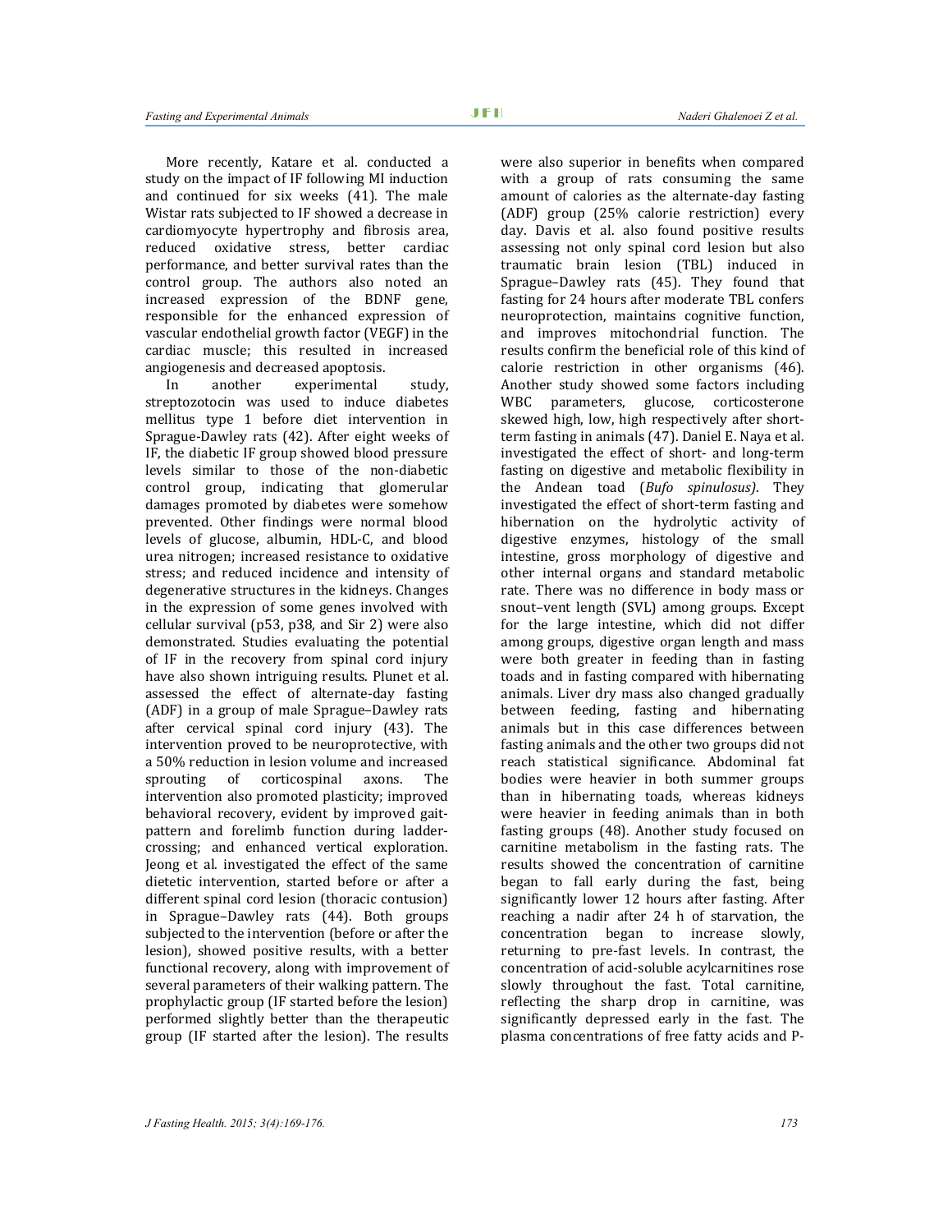More recently, Katare et al. conducted a study on the impact of IF following MI induction and continued for six weeks (41). The male Wistar rats subjected to IF showed a decrease in cardiomyocyte hypertrophy and fibrosis area, reduced oxidative stress, better cardiac performance, and better survival rates than the control group. The authors also noted an increased expression of the BDNF gene, responsible for the enhanced expression of vascular endothelial growth factor (VEGF) in the cardiac muscle; this resulted in increased angiogenesis and decreased apoptosis.

In another experimental study, streptozotocin was used to induce diabetes mellitus type 1 before diet intervention in Sprague-Dawley rats (42). After eight weeks of IF, the diabetic IF group showed blood pressure levels similar to those of the non-diabetic control group, indicating that glomerular damages promoted by diabetes were somehow prevented. Other findings were normal blood levels of glucose, albumin, HDL-C, and blood urea nitrogen; increased resistance to oxidative stress; and reduced incidence and intensity of degenerative structures in the kidneys. Changes in the expression of some genes involved with cellular survival (p53, p38, and Sir 2) were also demonstrated. Studies evaluating the potential of IF in the recovery from spinal cord injury have also shown intriguing results. Plunet et al. assessed the effect of alternate-day fasting (ADF) in a group of male Sprague–Dawley rats after cervical spinal cord injury (43). The intervention proved to be neuroprotective, with a 50% reduction in lesion volume and increased sprouting of corticospinal axons. The intervention also promoted plasticity; improved behavioral recovery, evident by improved gait-pattern and forelimb function during ladder-crossing; and enhanced vertical exploration. Jeong et al. investigated the effect of the same dietetic intervention, started before or after a different spinal cord lesion (thoracic contusion) in Sprague–Dawley rats (44). Both groups subjected to the intervention (before or after the lesion), showed positive results, with a better functional recovery, along with improvement of several parameters of their walking pattern. The prophylactic group (IF started before the lesion) performed slightly better than the therapeutic group (IF started after the lesion). The results were also superior in benefits when compared with a group of rats consuming the same amount of calories as the alternate-day fasting (ADF) group (25% calorie restriction) every day. Davis et al. also found positive results assessing not only spinal cord lesion but also traumatic brain lesion (TBL) induced in Sprague–Dawley rats (45). They found that fasting for 24 hours after moderate TBL confers neuroprotection, maintains cognitive function, and improves mitochondrial function. The results confirm the beneficial role of this kind of calorie restriction in other organisms (46). Another study showed some factors including WBC parameters, glucose, corticosterone skewed high, low, high respectively after short-term fasting in animals (47). Daniel E. Naya et al. investigated the effect of short- and long-term fasting on digestive and metabolic flexibility in the Andean toad (*Bufo spinulosus)*. They investigated the effect of short-term fasting and hibernation on the hydrolytic activity of digestive enzymes, histology of the small intestine, gross morphology of digestive and other internal organs and standard metabolic rate. There was no difference in body mass or snout–vent length (SVL) among groups. Except for the large intestine, which did not differ among groups, digestive organ length and mass were both greater in feeding than in fasting toads and in fasting compared with hibernating animals. Liver dry mass also changed gradually between feeding, fasting and hibernating animals but in this case differences between fasting animals and the other two groups did not reach statistical significance. Abdominal fat bodies were heavier in both summer groups than in hibernating toads, whereas kidneys were heavier in feeding animals than in both fasting groups (48). Another study focused on carnitine metabolism in the fasting rats. The results showed the concentration of carnitine began to fall early during the fast, being significantly lower 12 hours after fasting. After reaching a nadir after 24 h of starvation, the concentration began to increase slowly, returning to pre-fast levels. In contrast, the concentration of acid-soluble acylcarnitines rose slowly throughout the fast. Total carnitine, reflecting the sharp drop in carnitine, was significantly depressed early in the fast. The plasma concentrations of free fatty acids and P-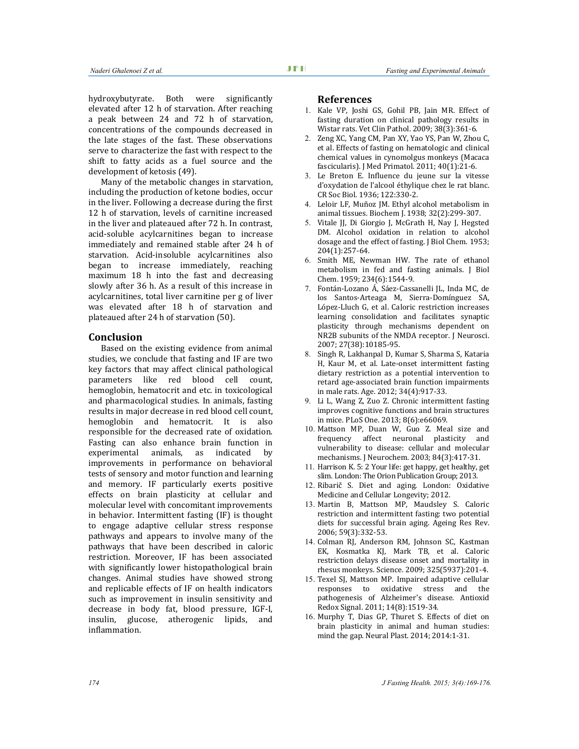hydroxybutyrate. Both were significantly elevated after 12 h of starvation. After reaching a peak between 24 and 72 h of starvation, concentrations of the compounds decreased in the late stages of the fast. These observations serve to characterize the fast with respect to the shift to fatty acids as a fuel source and the development of ketosis (49).

Many of the metabolic changes in starvation, including the production of ketone bodies, occur in the liver. Following a decrease during the first 12 h of starvation, levels of carnitine increased in the liver and plateaued after 72 h. In contrast, acid-soluble acylcarnitines began to increase immediately and remained stable after 24 h of starvation. Acid-insoluble acylcarnitines also began to increase immediately, reaching maximum 18 h into the fast and decreasing slowly after 36 h. As a result of this increase in acylcarnitines, total liver carnitine per g of liver was elevated after 18 h of starvation and plateaued after 24 h of starvation (50).

## Conclusion

Based on the existing evidence from animal studies, we conclude that fasting and IF are two key factors that may affect clinical pathological parameters like red blood cell count, hemoglobin, hematocrit and etc. in toxicological and pharmacological studies. In animals, fasting results in major decrease in red blood cell count, hemoglobin and hematocrit. It is also responsible for the decreased rate of oxidation. Fasting can also enhance brain function in experimental animals, as indicated by improvements in performance on behavioral tests of sensory and motor function and learning and memory. IF particularly exerts positive effects on brain plasticity at cellular and molecular level with concomitant improvements in behavior. Intermittent fasting (IF) is thought to engage adaptive cellular stress response pathways and appears to involve many of the pathways that have been described in caloric restriction. Moreover, IF has been associated with significantly lower histopathological brain changes. Animal studies have showed strong and replicable effects of IF on health indicators such as improvement in insulin sensitivity and decrease in body fat, blood pressure, IGF-I, insulin, glucose, atherogenic lipids, and inflammation.

## References

1. Kale VP, Joshi GS, Gohil PB, Jain MR. Effect of fasting duration on clinical pathology results in Wistar rats. Vet Clin Pathol. 2009; 38(3):361-6.
2. Zeng XC, Yang CM, Pan XY, Yao YS, Pan W, Zhou C, et al. Effects of fasting on hematologic and clinical chemical values in cynomolgus monkeys (Macaca fascicularis). J Med Primatol. 2011; 40(1):21-6.
3. Le Breton E. Influence du jeune sur la vitesse d'oxydation de l'alcool éthylique chez le rat blanc. CR Soc Biol. 1936; 122:330-2.
4. Leloir LF, Muñoz JM. Ethyl alcohol metabolism in animal tissues. Biochem J. 1938; 32(2):299-307.
5. Vitale JJ, Di Giorgio J, McGrath H, Nay J, Hegsted DM. Alcohol oxidation in relation to alcohol dosage and the effect of fasting. J Biol Chem. 1953; 204(1):257-64.
6. Smith ME, Newman HW. The rate of ethanol metabolism in fed and fasting animals. J Biol Chem. 1959; 234(6):1544-9.
7. Fontán-Lozano Á, Sáez-Cassanelli JL, Inda MC, de los Santos-Arteaga M, Sierra-Domínguez SA, López-Lluch G, et al. Caloric restriction increases learning consolidation and facilitates synaptic plasticity through mechanisms dependent on NR2B subunits of the NMDA receptor. J Neurosci. 2007; 27(38):10185-95.
8. Singh R, Lakhanpal D, Kumar S, Sharma S, Kataria H, Kaur M, et al. Late-onset intermittent fasting dietary restriction as a potential intervention to retard age-associated brain function impairments in male rats. Age. 2012; 34(4):917-33.
9. Li L, Wang Z, Zuo Z. Chronic intermittent fasting improves cognitive functions and brain structures in mice. PLoS One. 2013; 8(6):e66069.
10. Mattson MP, Duan W, Guo Z. Meal size and frequency affect neuronal plasticity and vulnerability to disease: cellular and molecular mechanisms. J Neurochem. 2003; 84(3):417-31.
11. Harrison K. 5: 2 Your life: get happy, get healthy, get slim. London: The Orion Publication Group; 2013.
12. Ribarič S. Diet and aging. London: Oxidative Medicine and Cellular Longevity; 2012.
13. Martin B, Mattson MP, Maudsley S. Caloric restriction and intermittent fasting: two potential diets for successful brain aging. Ageing Res Rev. 2006; 59(3):332-53.
14. Colman RJ, Anderson RM, Johnson SC, Kastman EK, Kosmatka KJ, Mark TB, et al. Caloric restriction delays disease onset and mortality in rhesus monkeys. Science. 2009; 325(5937):201-4.
15. Texel SJ, Mattson MP. Impaired adaptive cellular responses to oxidative stress and the pathogenesis of Alzheimer's disease. Antioxid Redox Signal. 2011; 14(8):1519-34.
16. Murphy T, Dias GP, Thuret S. Effects of diet on brain plasticity in animal and human studies: mind the gap. Neural Plast. 2014; 2014:1-31.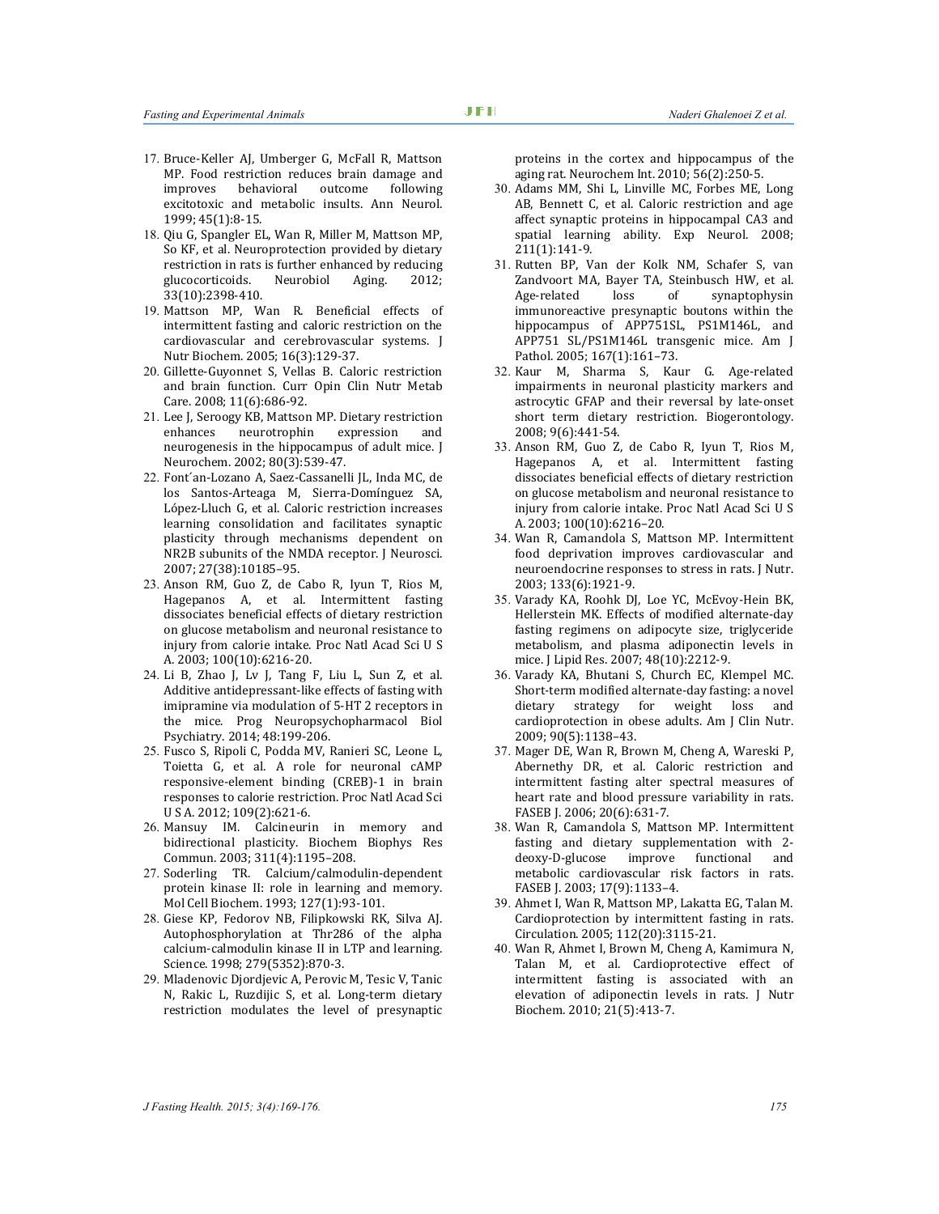17. Bruce-Keller AJ, Umberger G, McFall R, Mattson MP. Food restriction reduces brain damage and improves behavioral outcome following excitotoxic and metabolic insults. Ann Neurol. 1999; 45(1):8-15.
18. Qiu G, Spangler EL, Wan R, Miller M, Mattson MP, So KF, et al. Neuroprotection provided by dietary restriction in rats is further enhanced by reducing glucocorticoids. Neurobiol Aging. 2012; 33(10):2398-410.
19. Mattson MP, Wan R. Beneficial effects of intermittent fasting and caloric restriction on the cardiovascular and cerebrovascular systems. J Nutr Biochem. 2005; 16(3):129-37.
20. Gillette-Guyonnet S, Vellas B. Caloric restriction and brain function. Curr Opin Clin Nutr Metab Care. 2008; 11(6):686-92.
21. Lee J, Seroogy KB, Mattson MP. Dietary restriction enhances neurotrophin expression and neurogenesis in the hippocampus of adult mice. J Neurochem. 2002; 80(3):539-47.
22. Font´an-Lozano A, Saez-Cassanelli JL, Inda MC, de los Santos-Arteaga M, Sierra-Domínguez SA, López-Lluch G, et al. Caloric restriction increases learning consolidation and facilitates synaptic plasticity through mechanisms dependent on NR2B subunits of the NMDA receptor. J Neurosci. 2007; 27(38):10185–95.
23. Anson RM, Guo Z, de Cabo R, Iyun T, Rios M, Hagepanos A, et al. Intermittent fasting dissociates beneficial effects of dietary restriction on glucose metabolism and neuronal resistance to injury from calorie intake. Proc Natl Acad Sci U S A. 2003; 100(10):6216-20.
24. Li B, Zhao J, Lv J, Tang F, Liu L, Sun Z, et al. Additive antidepressant-like effects of fasting with imipramine via modulation of 5-HT 2 receptors in the mice. Prog Neuropsychopharmacol Biol Psychiatry. 2014; 48:199-206.
25. Fusco S, Ripoli C, Podda MV, Ranieri SC, Leone L, Toietta G, et al. A role for neuronal cAMP responsive-element binding (CREB)-1 in brain responses to calorie restriction. Proc Natl Acad Sci U S A. 2012; 109(2):621-6.
26. Mansuy IM. Calcineurin in memory and bidirectional plasticity. Biochem Biophys Res Commun. 2003; 311(4):1195–208.
27. Soderling TR. Calcium/calmodulin-dependent protein kinase II: role in learning and memory. Mol Cell Biochem. 1993; 127(1):93-101.
28. Giese KP, Fedorov NB, Filipkowski RK, Silva AJ. Autophosphorylation at Thr286 of the alpha calcium-calmodulin kinase II in LTP and learning. Science. 1998; 279(5352):870-3.
29. Mladenovic Djordjevic A, Perovic M, Tesic V, Tanic N, Rakic L, Ruzdijic S, et al. Long-term dietary restriction modulates the level of presynaptic proteins in the cortex and hippocampus of the aging rat. Neurochem Int. 2010; 56(2):250-5.
30. Adams MM, Shi L, Linville MC, Forbes ME, Long AB, Bennett C, et al. Caloric restriction and age affect synaptic proteins in hippocampal CA3 and spatial learning ability. Exp Neurol. 2008; 211(1):141-9.
31. Rutten BP, Van der Kolk NM, Schafer S, van Zandvoort MA, Bayer TA, Steinbusch HW, et al. Age-related loss of synaptophysin immunoreactive presynaptic boutons within the hippocampus of APP751SL, PS1M146L, and APP751 SL/PS1M146L transgenic mice. Am J Pathol. 2005; 167(1):161–73.
32. Kaur M, Sharma S, Kaur G. Age-related impairments in neuronal plasticity markers and astrocytic GFAP and their reversal by late-onset short term dietary restriction. Biogerontology. 2008; 9(6):441-54.
33. Anson RM, Guo Z, de Cabo R, Iyun T, Rios M, Hagepanos A, et al. Intermittent fasting dissociates beneficial effects of dietary restriction on glucose metabolism and neuronal resistance to injury from calorie intake. Proc Natl Acad Sci U S A. 2003; 100(10):6216–20.
34. Wan R, Camandola S, Mattson MP. Intermittent food deprivation improves cardiovascular and neuroendocrine responses to stress in rats. J Nutr. 2003; 133(6):1921-9.
35. Varady KA, Roohk DJ, Loe YC, McEvoy-Hein BK, Hellerstein MK. Effects of modified alternate-day fasting regimens on adipocyte size, triglyceride metabolism, and plasma adiponectin levels in mice. J Lipid Res. 2007; 48(10):2212-9.
36. Varady KA, Bhutani S, Church EC, Klempel MC. Short-term modified alternate-day fasting: a novel dietary strategy for weight loss and cardioprotection in obese adults. Am J Clin Nutr. 2009; 90(5):1138–43.
37. Mager DE, Wan R, Brown M, Cheng A, Wareski P, Abernethy DR, et al. Caloric restriction and intermittent fasting alter spectral measures of heart rate and blood pressure variability in rats. FASEB J. 2006; 20(6):631-7.
38. Wan R, Camandola S, Mattson MP. Intermittent fasting and dietary supplementation with 2-deoxy-D-glucose improve functional and metabolic cardiovascular risk factors in rats. FASEB J. 2003; 17(9):1133–4.
39. Ahmet I, Wan R, Mattson MP, Lakatta EG, Talan M. Cardioprotection by intermittent fasting in rats. Circulation. 2005; 112(20):3115-21.
40. Wan R, Ahmet I, Brown M, Cheng A, Kamimura N, Talan M, et al. Cardioprotective effect of intermittent fasting is associated with an elevation of adiponectin levels in rats. J Nutr Biochem. 2010; 21(5):413-7.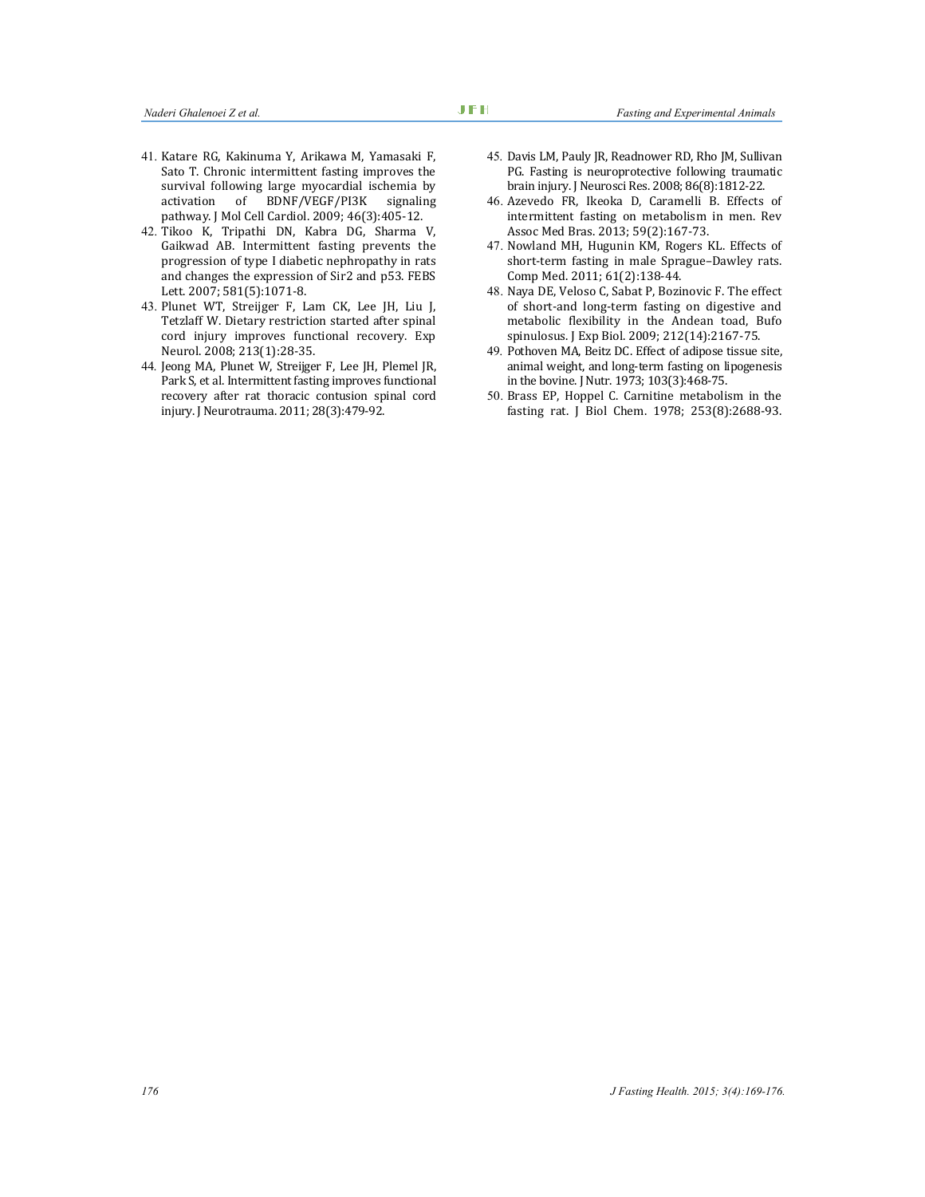41. Katare RG, Kakinuma Y, Arikawa M, Yamasaki F, Sato T. Chronic intermittent fasting improves the survival following large myocardial ischemia by activation of BDNF/VEGF/PI3K signaling pathway. J Mol Cell Cardiol. 2009; 46(3):405-12.
42. Tikoo K, Tripathi DN, Kabra DG, Sharma V, Gaikwad AB. Intermittent fasting prevents the progression of type I diabetic nephropathy in rats and changes the expression of Sir2 and p53. FEBS Lett. 2007; 581(5):1071-8.
43. Plunet WT, Streijger F, Lam CK, Lee JH, Liu J, Tetzlaff W. Dietary restriction started after spinal cord injury improves functional recovery. Exp Neurol. 2008; 213(1):28-35.
44. Jeong MA, Plunet W, Streijger F, Lee JH, Plemel JR, Park S, et al. Intermittent fasting improves functional recovery after rat thoracic contusion spinal cord injury. J Neurotrauma. 2011; 28(3):479-92.
45. Davis LM, Pauly JR, Readnower RD, Rho JM, Sullivan PG. Fasting is neuroprotective following traumatic brain injury. J Neurosci Res. 2008; 86(8):1812-22.
46. Azevedo FR, Ikeoka D, Caramelli B. Effects of intermittent fasting on metabolism in men. Rev Assoc Med Bras. 2013; 59(2):167-73.
47. Nowland MH, Hugunin KM, Rogers KL. Effects of short-term fasting in male Sprague–Dawley rats. Comp Med. 2011; 61(2):138-44.
48. Naya DE, Veloso C, Sabat P, Bozinovic F. The effect of short-and long-term fasting on digestive and metabolic flexibility in the Andean toad, Bufo spinulosus. J Exp Biol. 2009; 212(14):2167-75.
49. Pothoven MA, Beitz DC. Effect of adipose tissue site, animal weight, and long-term fasting on lipogenesis in the bovine. J Nutr. 1973; 103(3):468-75.
50. Brass EP, Hoppel C. Carnitine metabolism in the fasting rat. J Biol Chem. 1978; 253(8):2688-93.